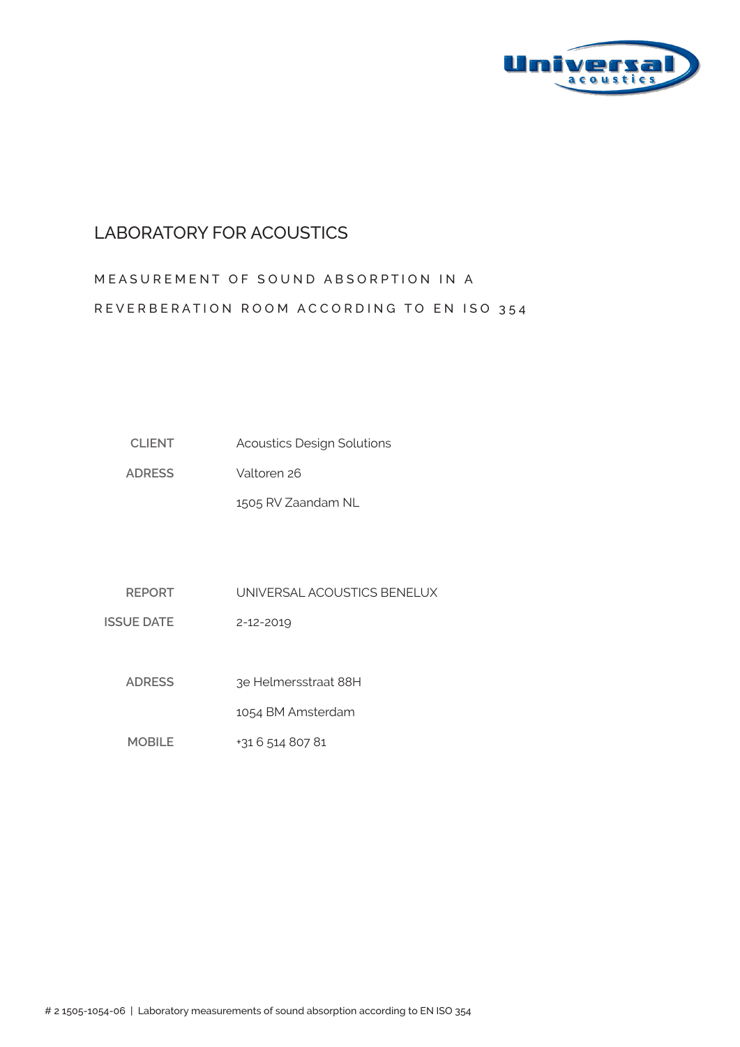# LABORATORY FOR ACOUSTICS

## MEASUREMENT OF SOUND ABSORPTION IN A REVERBERATION ROOM ACCORDING TO EN ISO 354

| | |
|---|---|
| **CLIENT** | Acoustics Design Solutions |
| **ADRESS** | Valtoren 26 |
| | 1505 RV Zaandam NL |

| | |
|---|---|
| **REPORT** | UNIVERSAL ACOUSTICS BENELUX |
| **ISSUE DATE** | 2-12-2019 |
| | |
| **ADRESS** | 3e Helmersstraat 88H |
| | 1054 BM Amsterdam |
| **MOBILE** | +31 6 514 807 81 |

# 2 1505-1054-06 | Laboratory measurements of sound absorption according to EN ISO 354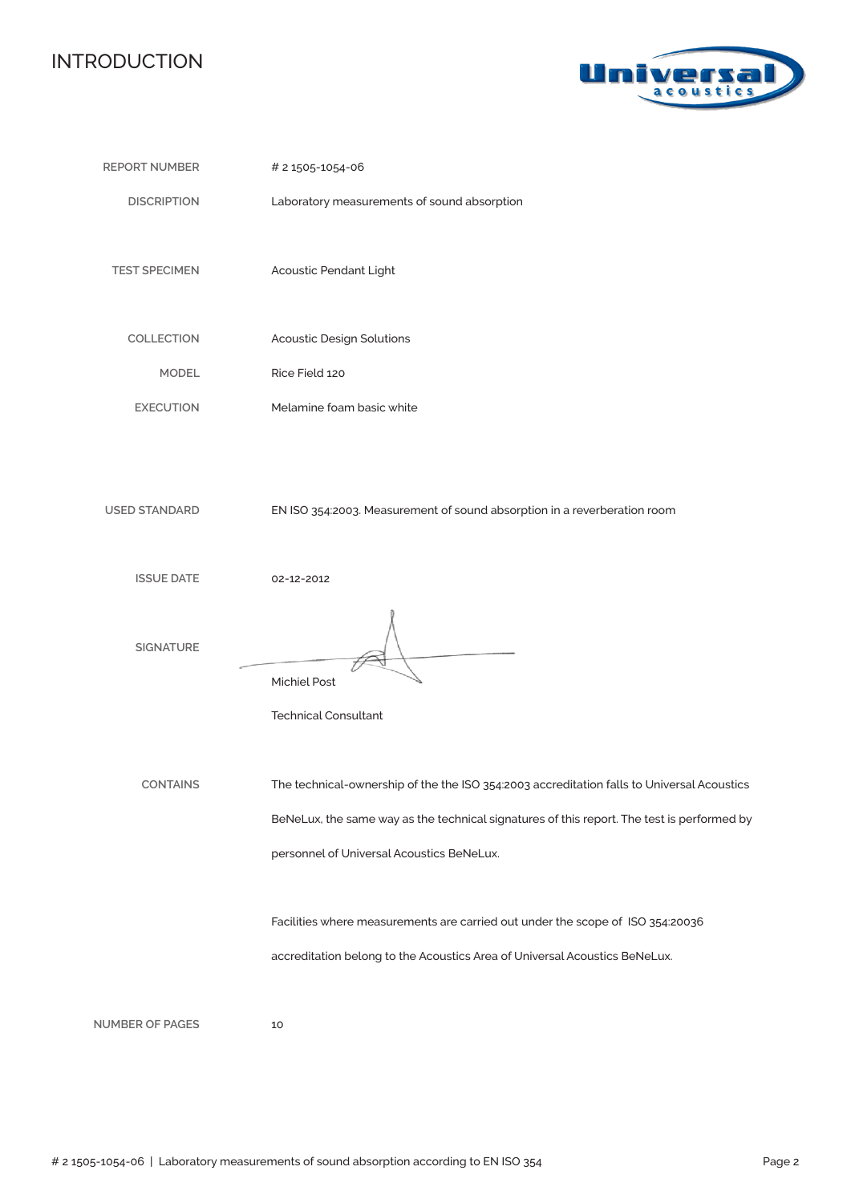# INTRODUCTION

| | |
|---|---|
| REPORT NUMBER | # 2 1505-1054-06 |
| DISCRIPTION | Laboratory measurements of sound absorption |
| TEST SPECIMEN | Acoustic Pendant Light |
| COLLECTION | Acoustic Design Solutions |
| MODEL | Rice Field 120 |
| EXECUTION | Melamine foam basic white |
| USED STANDARD | EN ISO 354:2003. Measurement of sound absorption in a reverberation room |
| ISSUE DATE | 02-12-2012 |
| SIGNATURE | Michiel Post<br>Technical Consultant |
| CONTAINS | The technical-ownership of the the ISO 354:2003 accreditation falls to Universal Acoustics BeNeLux, the same way as the technical signatures of this report. The test is performed by personnel of Universal Acoustics BeNeLux.<br><br>Facilities where measurements are carried out under the scope of ISO 354:20036 accreditation belong to the Acoustics Area of Universal Acoustics BeNeLux. |
| NUMBER OF PAGES | 10 |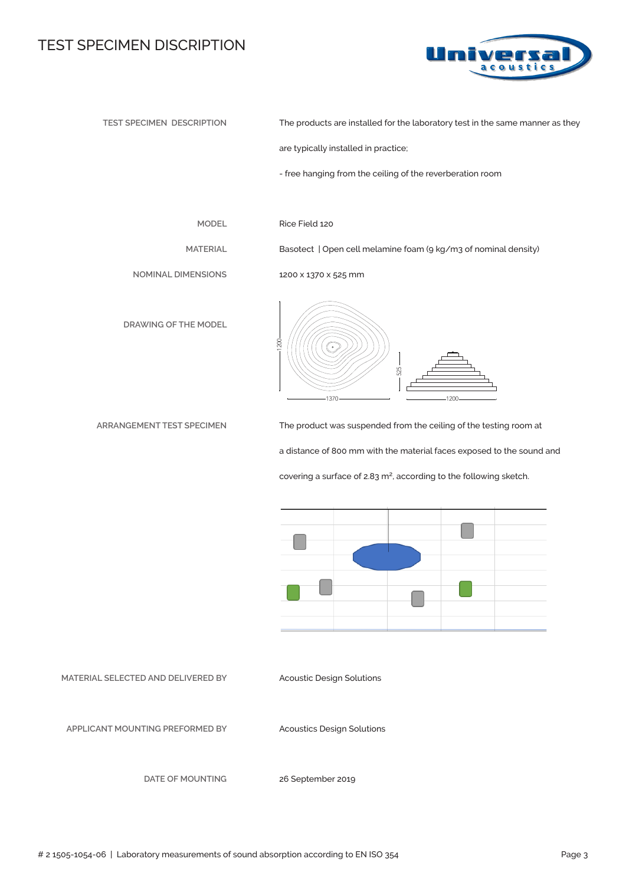# TEST SPECIMEN DISCRIPTION

| | |
|---|---|
| TEST SPECIMEN DESCRIPTION | The products are installed for the laboratory test in the same manner as they are typically installed in practice;<br>- free hanging from the ceiling of the reverberation room |
| MODEL | Rice Field 120 |
| MATERIAL | Basotect \| Open cell melamine foam (9 kg/m3 of nominal density) |
| NOMINAL DIMENSIONS | 1200 x 1370 x 525 mm |
| DRAWING OF THE MODEL | |
| ARRANGEMENT TEST SPECIMEN | The product was suspended from the ceiling of the testing room at a distance of 800 mm with the material faces exposed to the sound and covering a surface of 2.83 m², according to the following sketch. |
| MATERIAL SELECTED AND DELIVERED BY | Acoustic Design Solutions |
| APPLICANT MOUNTING PREFORMED BY | Acoustics Design Solutions |
| DATE OF MOUNTING | 26 September 2019 |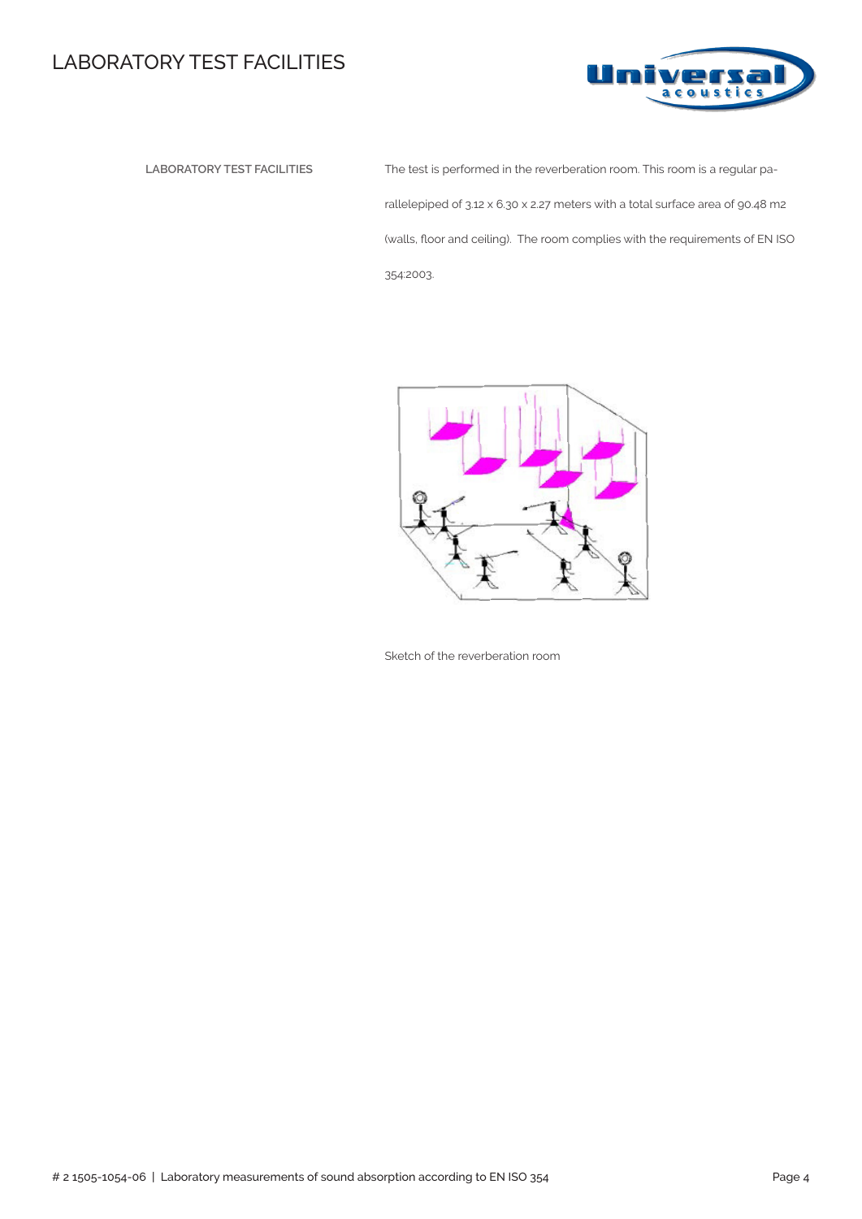# LABORATORY TEST FACILITIES

**LABORATORY TEST FACILITIES**

The test is performed in the reverberation room. This room is a regular parallelepiped of 3.12 x 6.30 x 2.27 meters with a total surface area of 90.48 m2 (walls, floor and ceiling). The room complies with the requirements of EN ISO 354:2003.

Sketch of the reverberation room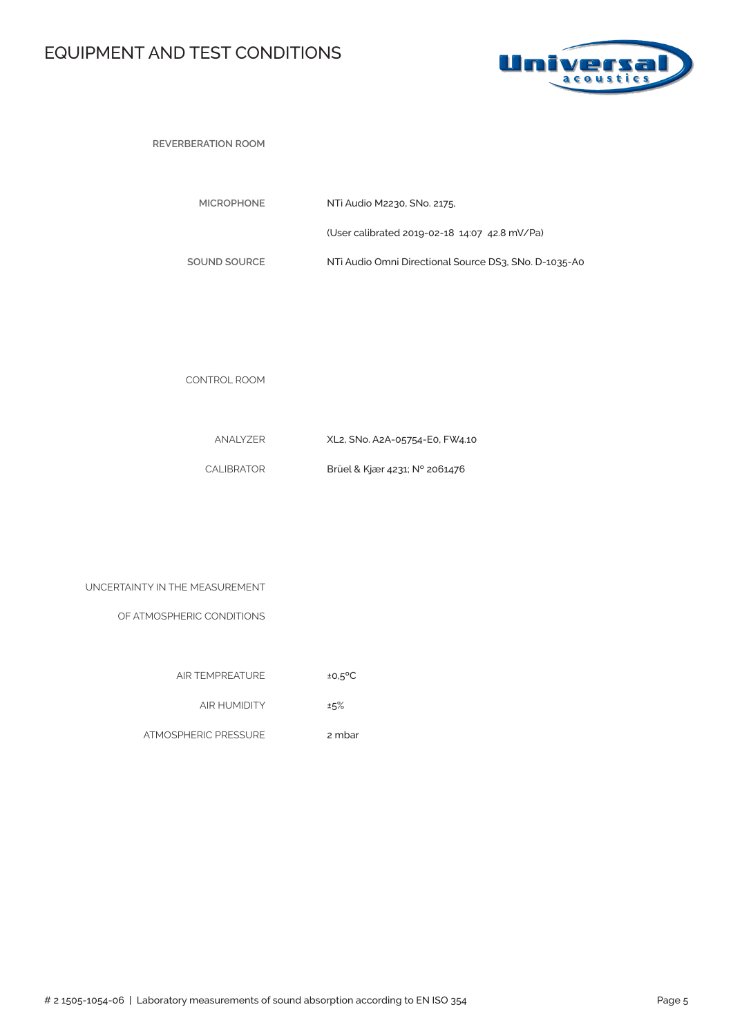# EQUIPMENT AND TEST CONDITIONS

**REVERBERATION ROOM**

| | |
|---|---|
| **MICROPHONE** | NTi Audio M2230, SNo. 2175, |
| | (User calibrated 2019-02-18 14:07 42.8 mV/Pa) |
| **SOUND SOURCE** | NTi Audio Omni Directional Source DS3, SNo. D-1035-A0 |

CONTROL ROOM

| | |
|---|---|
| ANALYZER | XL2, SNo. A2A-05754-E0, FW4.10 |
| CALIBRATOR | Brüel & Kjær 4231; Nº 2061476 |

UNCERTAINTY IN THE MEASUREMENT OF ATMOSPHERIC CONDITIONS

| | |
|---|---|
| AIR TEMPREATURE | ±0,5ºC |
| AIR HUMIDITY | ±5% |
| ATMOSPHERIC PRESSURE | 2 mbar |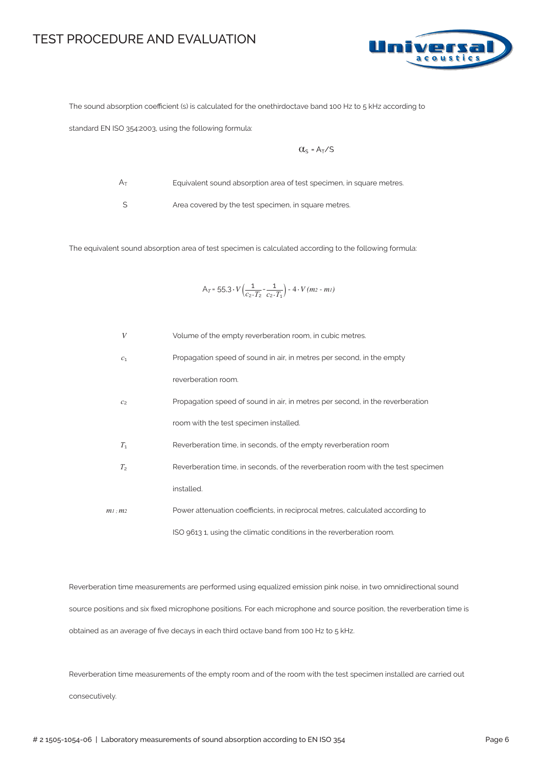# TEST PROCEDURE AND EVALUATION

The sound absorption coefficient (s) is calculated for the onethirdoctave band 100 Hz to 5 kHz according to standard EN ISO 354:2003, using the following formula:

$$\alpha_S = A_T / S$$

| | |
|---|---|
| $A_T$ | Equivalent sound absorption area of test specimen, in square metres. |
| $S$ | Area covered by the test specimen, in square metres. |

The equivalent sound absorption area of test specimen is calculated according to the following formula:

$$A_T = 55{,}3 \cdot V \left( \frac{1}{c_2 \cdot T_2} - \frac{1}{c_2 \cdot T_1} \right) - 4 \cdot V \, (m_2 - m_1)$$

| | |
|---|---|
| $V$ | Volume of the empty reverberation room, in cubic metres. |
| $c_1$ | Propagation speed of sound in air, in metres per second, in the empty reverberation room. |
| $c_2$ | Propagation speed of sound in air, in metres per second, in the reverberation room with the test specimen installed. |
| $T_1$ | Reverberation time, in seconds, of the empty reverberation room |
| $T_2$ | Reverberation time, in seconds, of the reverberation room with the test specimen installed. |
| $m_1 ; m_2$ | Power attenuation coefficients, in reciprocal metres, calculated according to ISO 9613 1, using the climatic conditions in the reverberation room. |

Reverberation time measurements are performed using equalized emission pink noise, in two omnidirectional sound source positions and six fixed microphone positions. For each microphone and source position, the reverberation time is obtained as an average of five decays in each third octave band from 100 Hz to 5 kHz.

Reverberation time measurements of the empty room and of the room with the test specimen installed are carried out consecutively.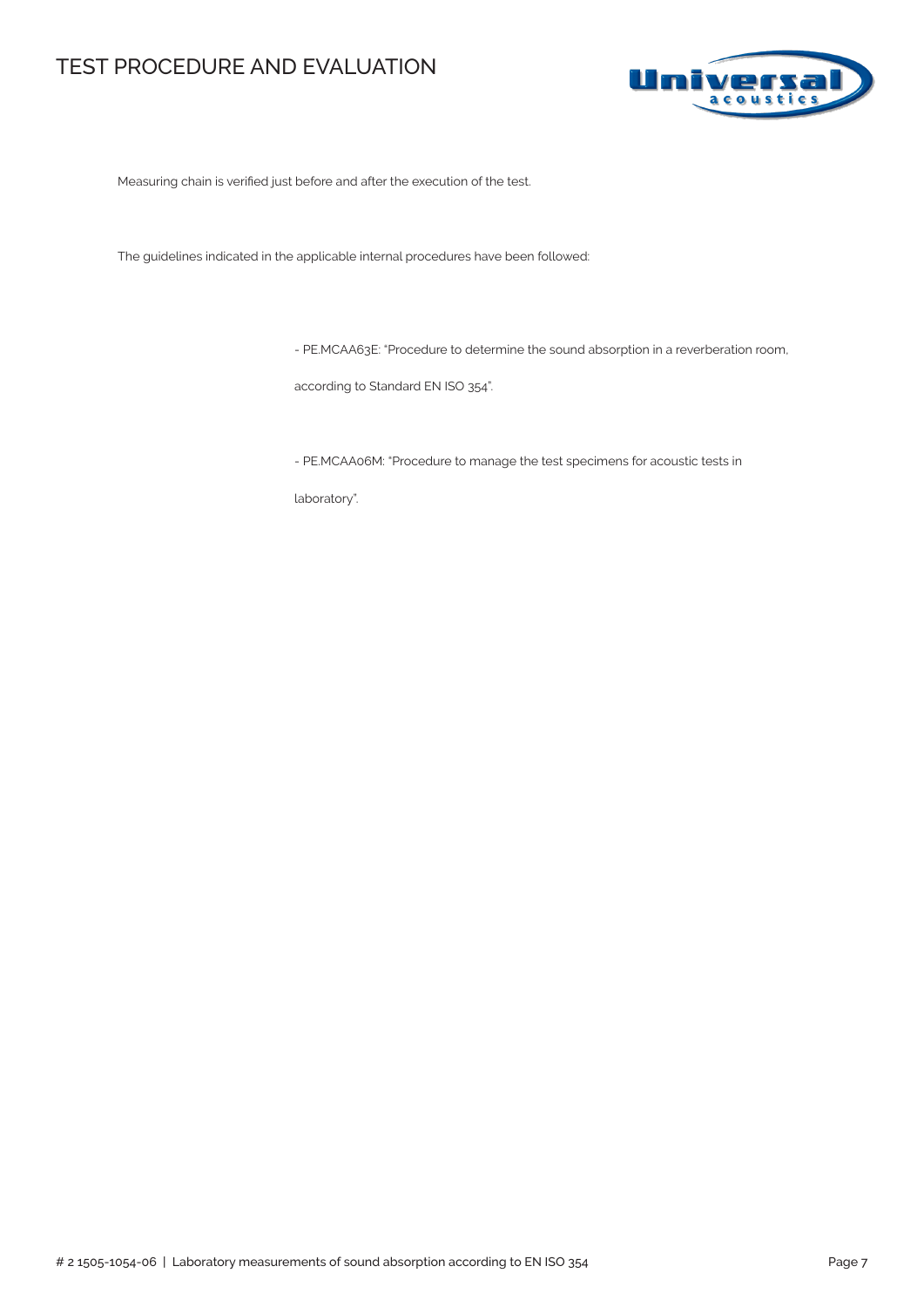# TEST PROCEDURE AND EVALUATION

Measuring chain is verified just before and after the execution of the test.

The guidelines indicated in the applicable internal procedures have been followed:

- PE.MCAA63E: "Procedure to determine the sound absorption in a reverberation room, according to Standard EN ISO 354".

- PE.MCAA06M: "Procedure to manage the test specimens for acoustic tests in laboratory".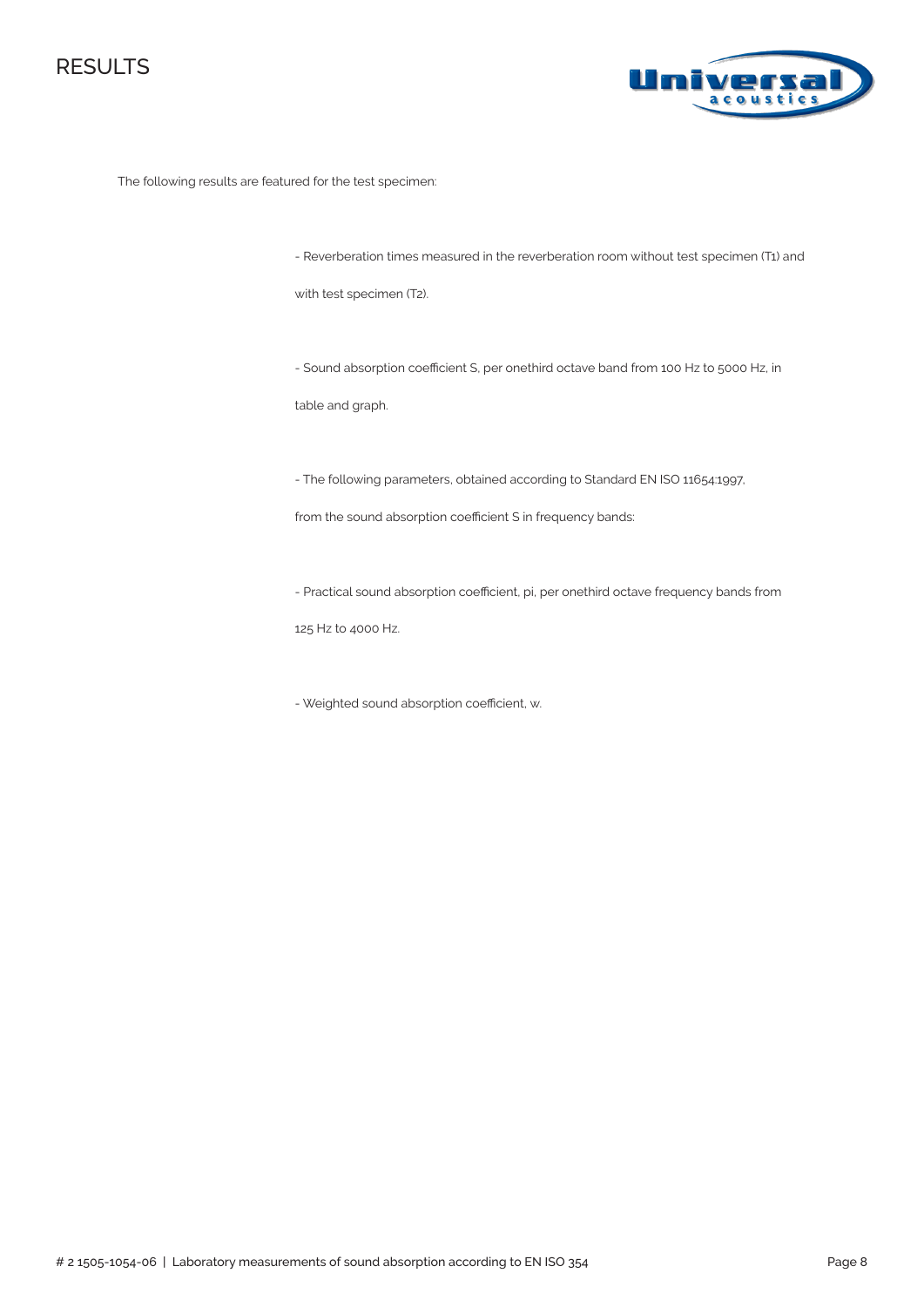# RESULTS

The following results are featured for the test specimen:

- Reverberation times measured in the reverberation room without test specimen (T1) and with test specimen (T2).

- Sound absorption coefficient S, per onethird octave band from 100 Hz to 5000 Hz, in table and graph.

- The following parameters, obtained according to Standard EN ISO 11654:1997, from the sound absorption coefficient S in frequency bands:

- Practical sound absorption coefficient, pi, per onethird octave frequency bands from 125 Hz to 4000 Hz.

- Weighted sound absorption coefficient, w.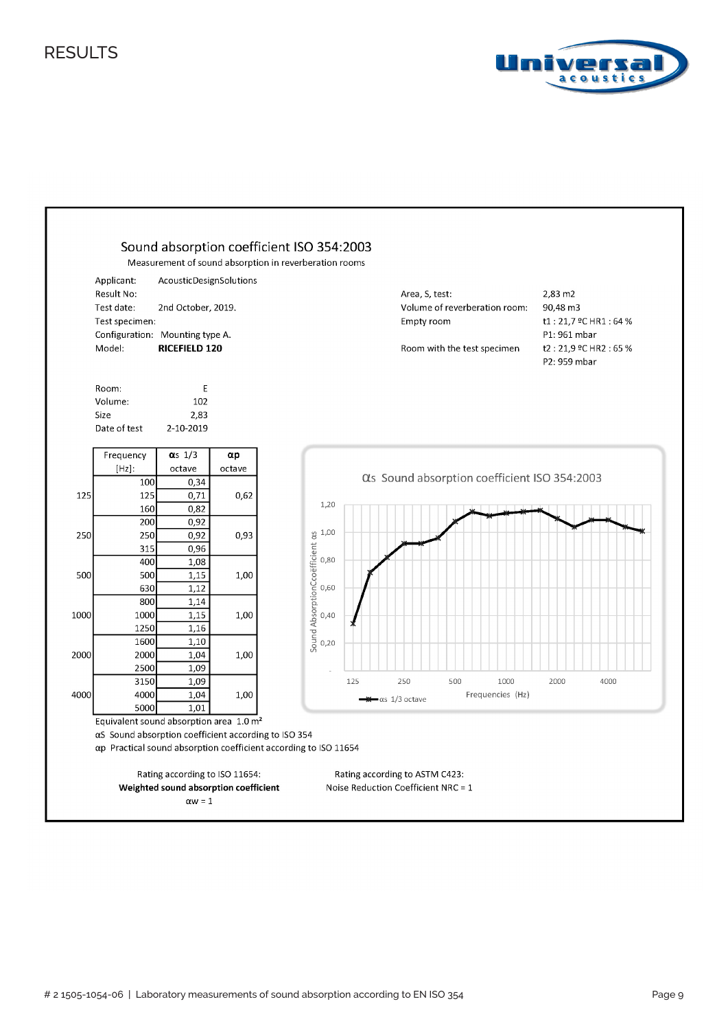# RESULTS

## Sound absorption coefficient ISO 354:2003

Measurement of sound absorption in reverberation rooms

Applicant: AcousticDesignSolutions
Result No:
Test date: 2nd October, 2019.
Test specimen:
Configuration: Mounting type A.
Model: **RICEFIELD 120**

Area, S, test: 2,83 m2
Volume of reverberation room: 90,48 m3
Empty room: t1 : 21,7 ºC HR1 : 64 %
P1: 961 mbar
Room with the test specimen: t2 : 21,9 ºC HR2 : 65 %
P2: 959 mbar

Room: E
Volume: 102
Size: 2,83
Date of test: 2-10-2019

| | Frequency [Hz]: | αs 1/3 octave | αp octave |
|---|---|---|---|
| | 100 | 0,34 | |
| 125 | 125 | 0,71 | 0,62 |
| | 160 | 0,82 | |
| | 200 | 0,92 | |
| 250 | 250 | 0,92 | 0,93 |
| | 315 | 0,96 | |
| | 400 | 1,08 | |
| 500 | 500 | 1,15 | 1,00 |
| | 630 | 1,12 | |
| | 800 | 1,14 | |
| 1000 | 1000 | 1,15 | 1,00 |
| | 1250 | 1,16 | |
| | 1600 | 1,10 | |
| 2000 | 2000 | 1,04 | 1,00 |
| | 2500 | 1,09 | |
| | 3150 | 1,09 | |
| 4000 | 4000 | 1,04 | 1,00 |
| | 5000 | 1,01 | |

αs Sound absorption coefficient ISO 354:2003

Equivalent sound absorption area 1.0 m²

αS Sound absorption coefficient according to ISO 354

αp Practical sound absorption coefficient according to ISO 11654

Rating according to ISO 11654:
**Weighted sound absorption coefficient**
αw = 1

Rating according to ASTM C423:
Noise Reduction Coefficient NRC = 1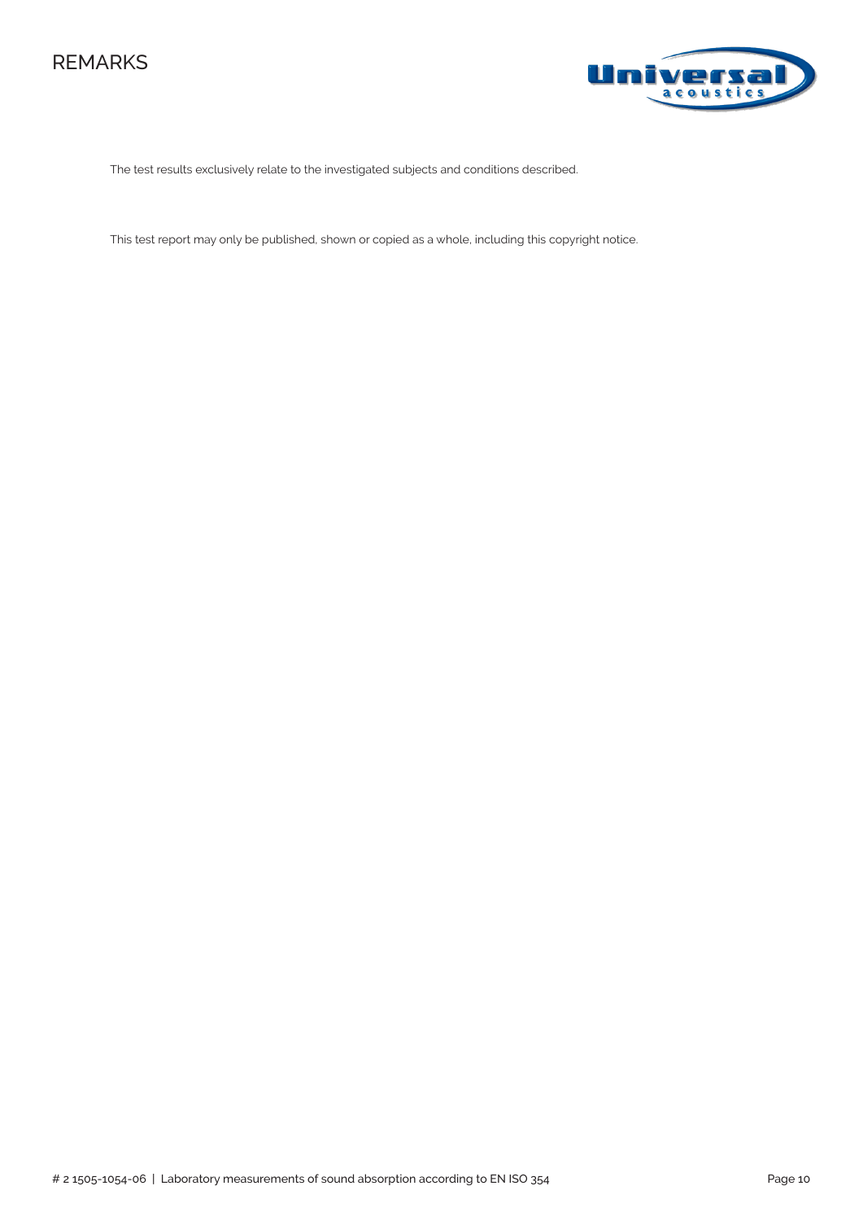# REMARKS

The test results exclusively relate to the investigated subjects and conditions described.

This test report may only be published, shown or copied as a whole, including this copyright notice.